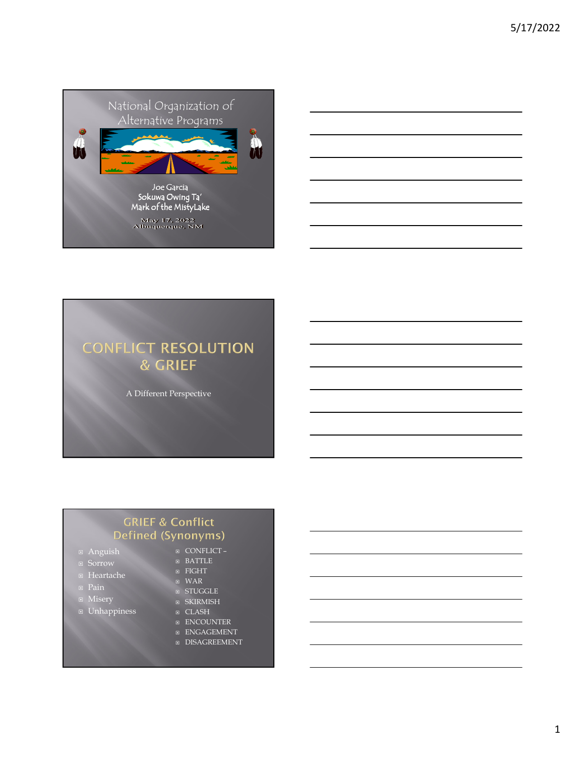# National Organization of Alternative Programs

Joe Garcia
Sokuwa Owing Ta'
Mark of the MistyLake

May 17, 2022
Albuquerque, NM

# CONFLICT RESOLUTION & GRIEF

A Different Perspective

## GRIEF & Conflict Defined (Synonyms)

- Anguish
- Sorrow
- Heartache
- Pain
- Misery
- Unhappiness

- CONFLICT –
- BATTLE
- FIGHT
- WAR
- STUGGLE
- SKIRMISH
- CLASH
- ENCOUNTER
- ENGAGEMENT
- DISAGREEMENT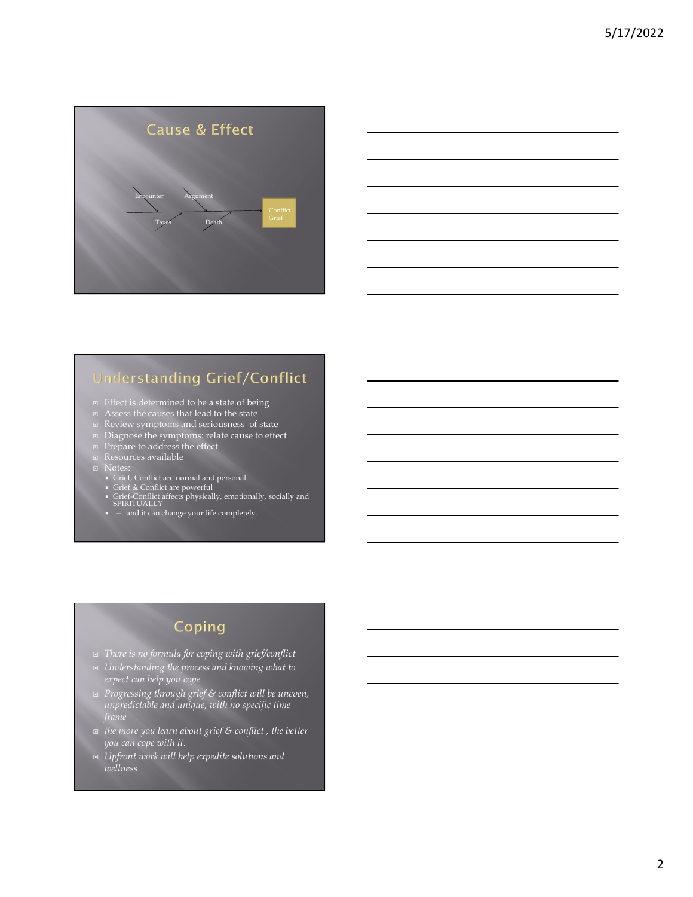## Cause & Effect

Encounter Argument

Taxes Death

Conflict Grief

## Understanding Grief/Conflict

- Effect is determined to be a state of being
- Assess the causes that lead to the state
- Review symptoms and seriousness of state
- Diagnose the symptoms: relate cause to effect
- Prepare to address the effect
- Resources available
- Notes:
  - Grief, Conflict are normal and personal
  - Grief & Conflict are powerful
  - Grief-Conflict affects physically, emotionally, socially and SPIRITUALLY
  - – and it can change your life completely.

## Coping

- *There is no formula for coping with grief/conflict*
- *Understanding the process and knowing what to expect can help you cope*
- *Progressing through grief & conflict will be uneven, unpredictable and unique, with no specific time frame*
- *the more you learn about grief & conflict , the better you can cope with it.*
- *Upfront work will help expedite solutions and wellness*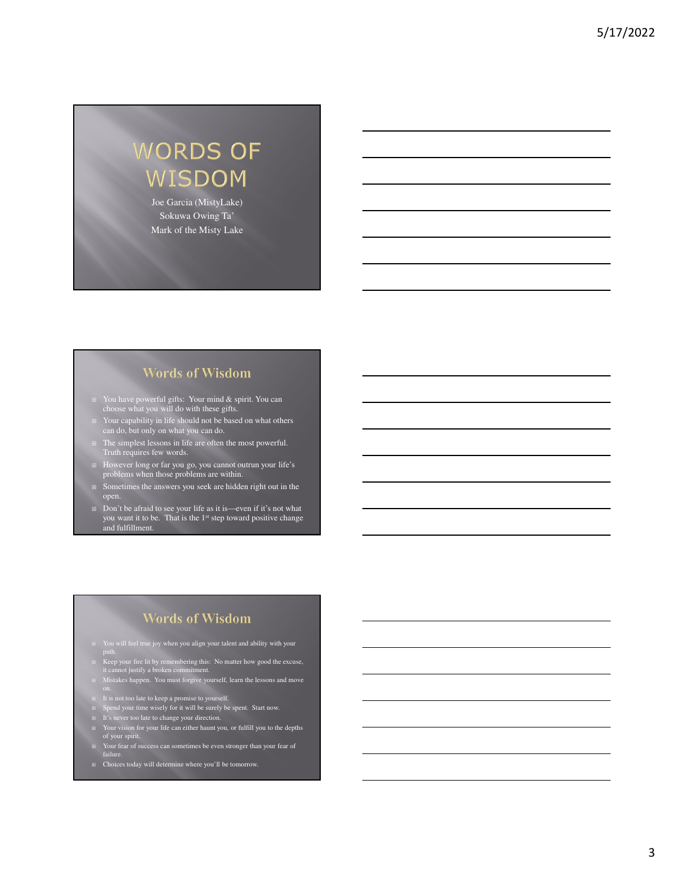# WORDS OF WISDOM

Joe Garcia (MistyLake)
Sokuwa Owing Ta'
Mark of the Misty Lake

## Words of Wisdom

- You have powerful gifts: Your mind & spirit. You can choose what you will do with these gifts.
- Your capability in life should not be based on what others can do, but only on what you can do.
- The simplest lessons in life are often the most powerful. Truth requires few words.
- However long or far you go, you cannot outrun your life's problems when those problems are within.
- Sometimes the answers you seek are hidden right out in the open.
- Don't be afraid to see your life as it is—even if it's not what you want it to be. That is the 1st step toward positive change and fulfillment.

## Words of Wisdom

- You will feel true joy when you align your talent and ability with your path.
- Keep your fire lit by remembering this: No matter how good the excuse, it cannot justify a broken commitment.
- Mistakes happen. You must forgive yourself, learn the lessons and move on.
- It is not too late to keep a promise to yourself.
- Spend your time wisely for it will be surely be spent. Start now.
- It's never too late to change your direction.
- Your vision for your life can either haunt you, or fulfill you to the depths of your spirit.
- Your fear of success can sometimes be even stronger than your fear of failure.
- Choices today will determine where you'll be tomorrow.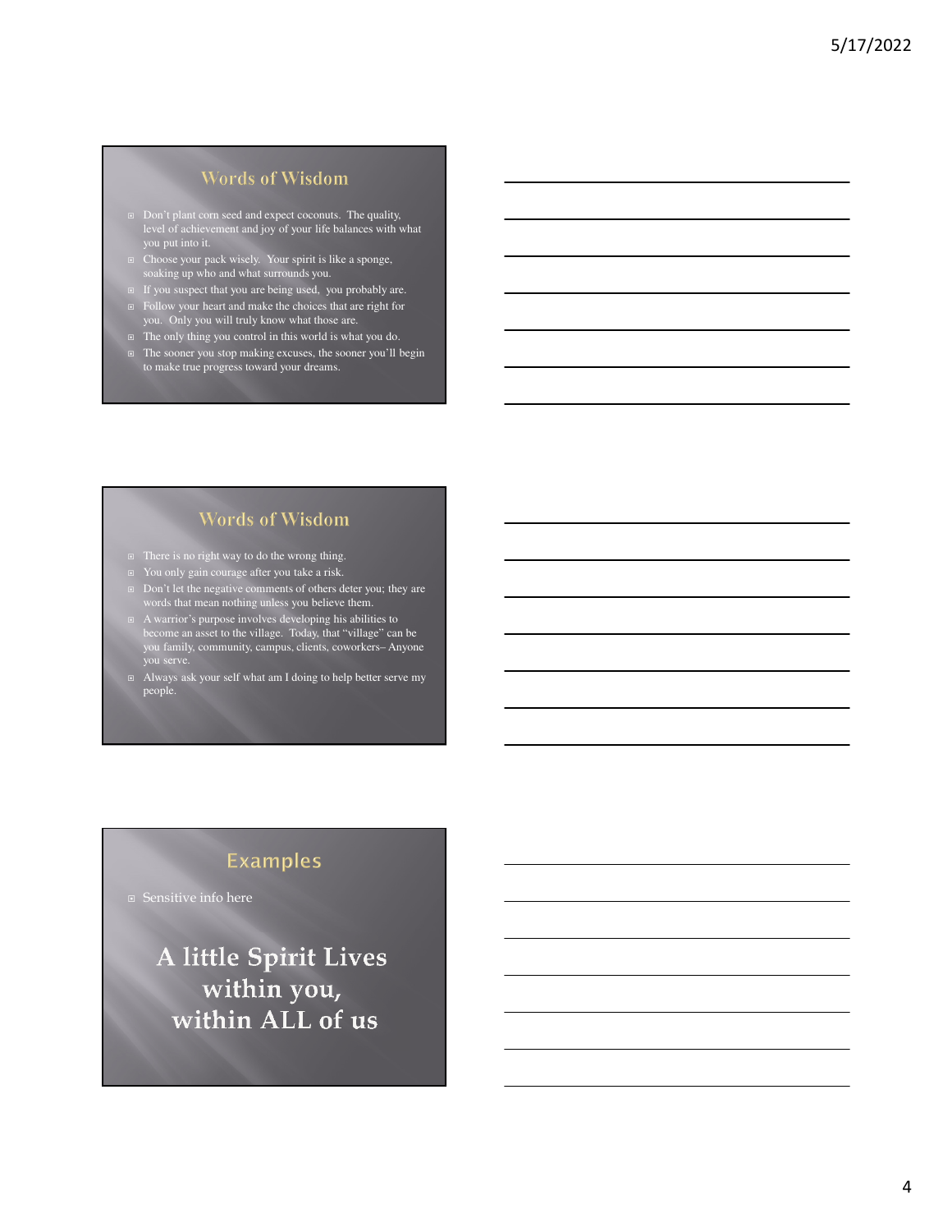## Words of Wisdom

- Don't plant corn seed and expect coconuts. The quality, level of achievement and joy of your life balances with what you put into it.
- Choose your pack wisely. Your spirit is like a sponge, soaking up who and what surrounds you.
- If you suspect that you are being used, you probably are.
- Follow your heart and make the choices that are right for you. Only you will truly know what those are.
- The only thing you control in this world is what you do.
- The sooner you stop making excuses, the sooner you'll begin to make true progress toward your dreams.

## Words of Wisdom

- There is no right way to do the wrong thing.
- You only gain courage after you take a risk.
- Don't let the negative comments of others deter you; they are words that mean nothing unless you believe them.
- A warrior's purpose involves developing his abilities to become an asset to the village. Today, that "village" can be you family, community, campus, clients, coworkers– Anyone you serve.
- Always ask your self what am I doing to help better serve my people.

## Examples

- Sensitive info here

**A little Spirit Lives within you, within ALL of us**